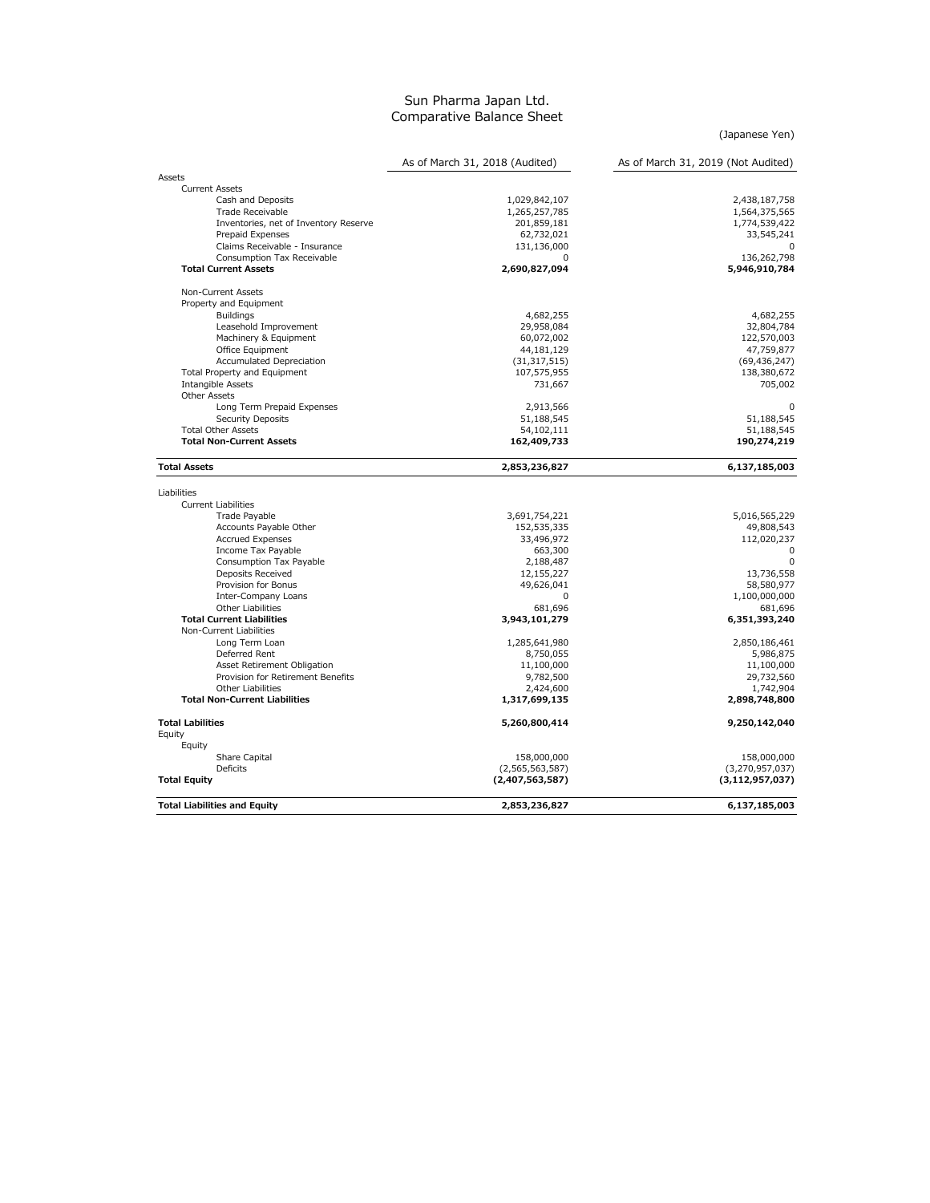# Sun Pharma Japan Ltd.
## Comparative Balance Sheet

(Japanese Yen)

| | As of March 31, 2018 (Audited) | As of March 31, 2019 (Not Audited) |
|---|---|---|
| Assets | | |
| Current Assets | | |
| Cash and Deposits | 1,029,842,107 | 2,438,187,758 |
| Trade Receivable | 1,265,257,785 | 1,564,375,565 |
| Inventories, net of Inventory Reserve | 201,859,181 | 1,774,539,422 |
| Prepaid Expenses | 62,732,021 | 33,545,241 |
| Claims Receivable - Insurance | 131,136,000 | 0 |
| Consumption Tax Receivable | 0 | 136,262,798 |
| **Total Current Assets** | **2,690,827,094** | **5,946,910,784** |
| Non-Current Assets | | |
| Property and Equipment | | |
| Buildings | 4,682,255 | 4,682,255 |
| Leasehold Improvement | 29,958,084 | 32,804,784 |
| Machinery & Equipment | 60,072,002 | 122,570,003 |
| Office Equipment | 44,181,129 | 47,759,877 |
| Accumulated Depreciation | (31,317,515) | (69,436,247) |
| Total Property and Equipment | 107,575,955 | 138,380,672 |
| Intangible Assets | 731,667 | 705,002 |
| Other Assets | | |
| Long Term Prepaid Expenses | 2,913,566 | 0 |
| Security Deposits | 51,188,545 | 51,188,545 |
| Total Other Assets | 54,102,111 | 51,188,545 |
| **Total Non-Current Assets** | **162,409,733** | **190,274,219** |
| **Total Assets** | **2,853,236,827** | **6,137,185,003** |
| Liabilities | | |
| Current Liabilities | | |
| Trade Payable | 3,691,754,221 | 5,016,565,229 |
| Accounts Payable Other | 152,535,335 | 49,808,543 |
| Accrued Expenses | 33,496,972 | 112,020,237 |
| Income Tax Payable | 663,300 | 0 |
| Consumption Tax Payable | 2,188,487 | 0 |
| Deposits Received | 12,155,227 | 13,736,558 |
| Provision for Bonus | 49,626,041 | 58,580,977 |
| Inter-Company Loans | 0 | 1,100,000,000 |
| Other Liabilities | 681,696 | 681,696 |
| **Total Current Liabilities** | **3,943,101,279** | **6,351,393,240** |
| Non-Current Liabilities | | |
| Long Term Loan | 1,285,641,980 | 2,850,186,461 |
| Deferred Rent | 8,750,055 | 5,986,875 |
| Asset Retirement Obligation | 11,100,000 | 11,100,000 |
| Provision for Retirement Benefits | 9,782,500 | 29,732,560 |
| Other Liabilities | 2,424,600 | 1,742,904 |
| **Total Non-Current Liabilities** | **1,317,699,135** | **2,898,748,800** |
| **Total Labilities** | **5,260,800,414** | **9,250,142,040** |
| Equity | | |
| Equity | | |
| Share Capital | 158,000,000 | 158,000,000 |
| Deficits | (2,565,563,587) | (3,270,957,037) |
| **Total Equity** | **(2,407,563,587)** | **(3,112,957,037)** |
| **Total Liabilities and Equity** | **2,853,236,827** | **6,137,185,003** |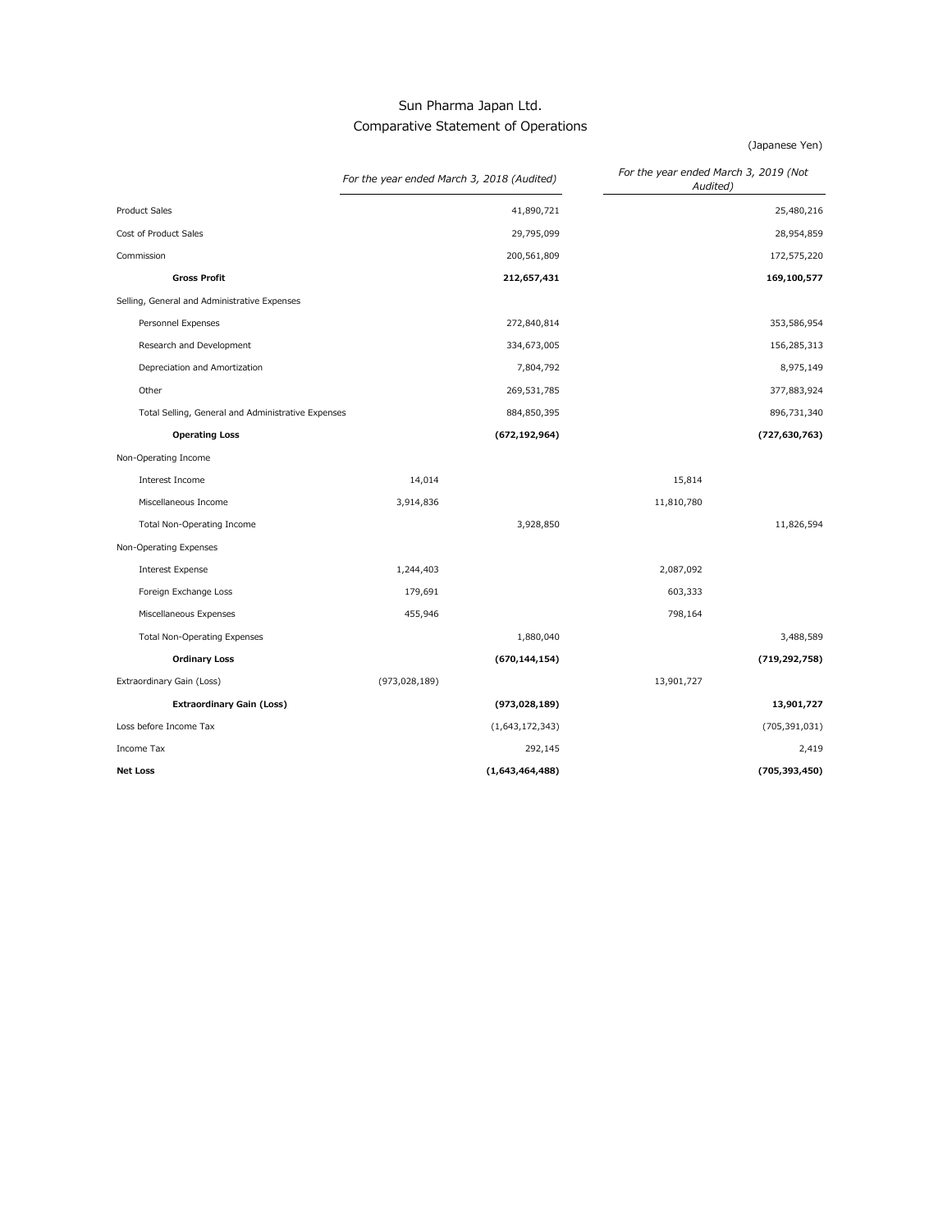# Sun Pharma Japan Ltd.
## Comparative Statement of Operations

(Japanese Yen)

| | *For the year ended March 3, 2018 (Audited)* | | *For the year ended March 3, 2019 (Not Audited)* | |
|---|---|---|---|---|
| Product Sales | | 41,890,721 | | 25,480,216 |
| Cost of Product Sales | | 29,795,099 | | 28,954,859 |
| Commission | | 200,561,809 | | 172,575,220 |
| **Gross Profit** | | **212,657,431** | | **169,100,577** |
| Selling, General and Administrative Expenses | | | | |
| Personnel Expenses | | 272,840,814 | | 353,586,954 |
| Research and Development | | 334,673,005 | | 156,285,313 |
| Depreciation and Amortization | | 7,804,792 | | 8,975,149 |
| Other | | 269,531,785 | | 377,883,924 |
| Total Selling, General and Administrative Expenses | | 884,850,395 | | 896,731,340 |
| **Operating Loss** | | **(672,192,964)** | | **(727,630,763)** |
| Non-Operating Income | | | | |
| Interest Income | 14,014 | | 15,814 | |
| Miscellaneous Income | 3,914,836 | | 11,810,780 | |
| Total Non-Operating Income | | 3,928,850 | | 11,826,594 |
| Non-Operating Expenses | | | | |
| Interest Expense | 1,244,403 | | 2,087,092 | |
| Foreign Exchange Loss | 179,691 | | 603,333 | |
| Miscellaneous Expenses | 455,946 | | 798,164 | |
| Total Non-Operating Expenses | | 1,880,040 | | 3,488,589 |
| **Ordinary Loss** | | **(670,144,154)** | | **(719,292,758)** |
| Extraordinary Gain (Loss) | (973,028,189) | | 13,901,727 | |
| **Extraordinary Gain (Loss)** | | **(973,028,189)** | | **13,901,727** |
| Loss before Income Tax | | (1,643,172,343) | | (705,391,031) |
| Income Tax | | 292,145 | | 2,419 |
| **Net Loss** | | **(1,643,464,488)** | | **(705,393,450)** |